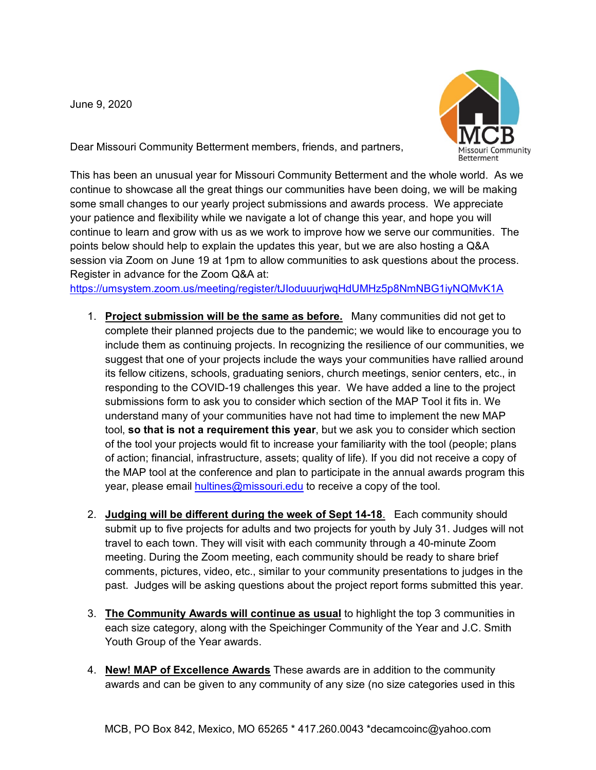June 9, 2020

MCB Missouri Community Betterment

Dear Missouri Community Betterment members, friends, and partners,

This has been an unusual year for Missouri Community Betterment and the whole world. As we continue to showcase all the great things our communities have been doing, we will be making some small changes to our yearly project submissions and awards process. We appreciate your patience and flexibility while we navigate a lot of change this year, and hope you will continue to learn and grow with us as we work to improve how we serve our communities. The points below should help to explain the updates this year, but we are also hosting a Q&A session via Zoom on June 19 at 1pm to allow communities to ask questions about the process. Register in advance for the Zoom Q&A at:
https://umsystem.zoom.us/meeting/register/tJIoduuurjwqHdUMHz5p8NmNBG1iyNQMvK1A

1. **Project submission will be the same as before.** Many communities did not get to complete their planned projects due to the pandemic; we would like to encourage you to include them as continuing projects. In recognizing the resilience of our communities, we suggest that one of your projects include the ways your communities have rallied around its fellow citizens, schools, graduating seniors, church meetings, senior centers, etc., in responding to the COVID-19 challenges this year. We have added a line to the project submissions form to ask you to consider which section of the MAP Tool it fits in. We understand many of your communities have not had time to implement the new MAP tool, **so that is not a requirement this year**, but we ask you to consider which section of the tool your projects would fit to increase your familiarity with the tool (people; plans of action; financial, infrastructure, assets; quality of life). If you did not receive a copy of the MAP tool at the conference and plan to participate in the annual awards program this year, please email hultines@missouri.edu to receive a copy of the tool.

2. **Judging will be different during the week of Sept 14-18.** Each community should submit up to five projects for adults and two projects for youth by July 31. Judges will not travel to each town. They will visit with each community through a 40-minute Zoom meeting. During the Zoom meeting, each community should be ready to share brief comments, pictures, video, etc., similar to your community presentations to judges in the past. Judges will be asking questions about the project report forms submitted this year.

3. **The Community Awards will continue as usual** to highlight the top 3 communities in each size category, along with the Speichinger Community of the Year and J.C. Smith Youth Group of the Year awards.

4. **New! MAP of Excellence Awards** These awards are in addition to the community awards and can be given to any community of any size (no size categories used in this

MCB, PO Box 842, Mexico, MO 65265 * 417.260.0043 *decamcoinc@yahoo.com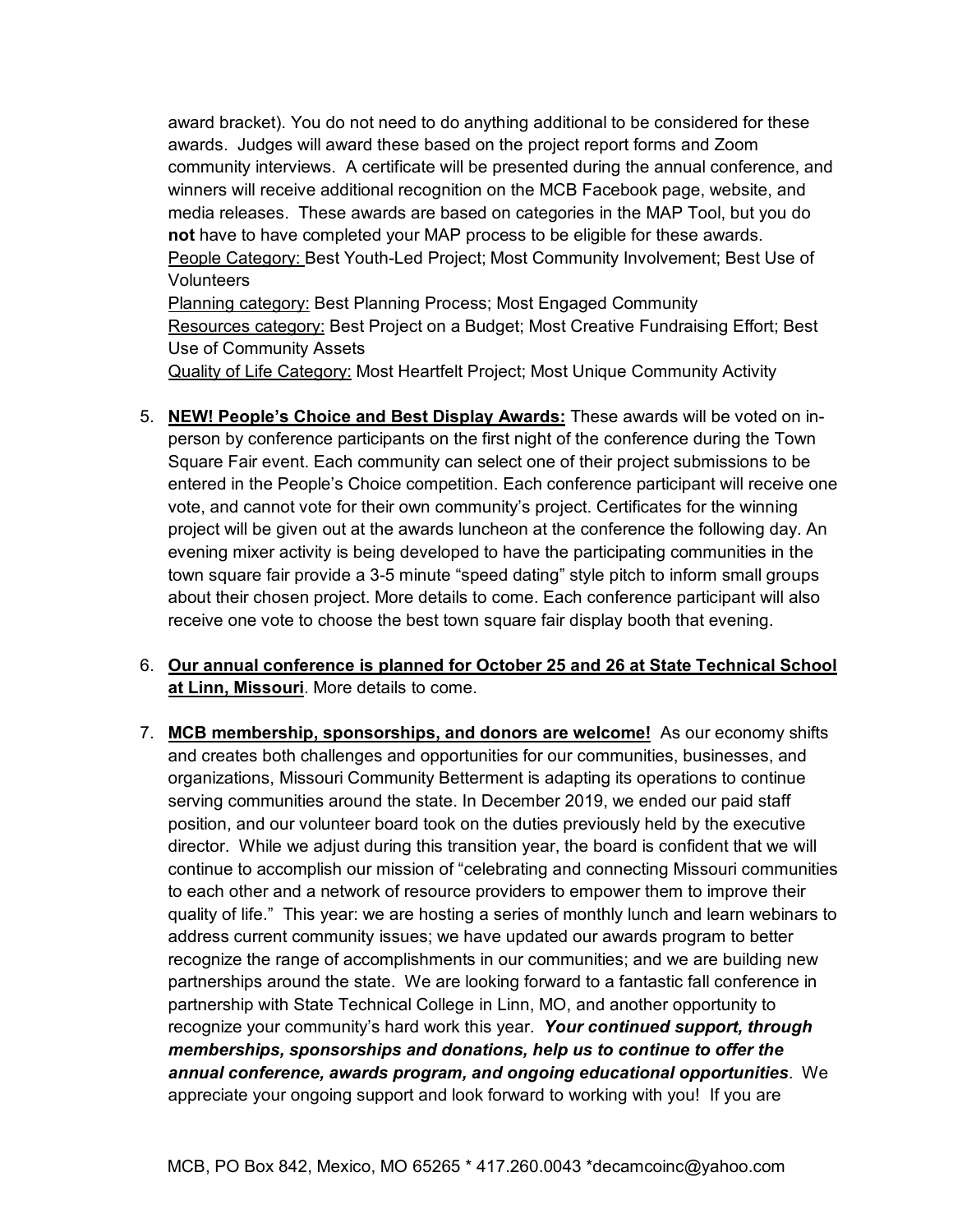award bracket). You do not need to do anything additional to be considered for these awards. Judges will award these based on the project report forms and Zoom community interviews. A certificate will be presented during the annual conference, and winners will receive additional recognition on the MCB Facebook page, website, and media releases. These awards are based on categories in the MAP Tool, but you do **not** have to have completed your MAP process to be eligible for these awards.

<u>People Category:</u> Best Youth-Led Project; Most Community Involvement; Best Use of Volunteers

<u>Planning category:</u> Best Planning Process; Most Engaged Community

<u>Resources category:</u> Best Project on a Budget; Most Creative Fundraising Effort; Best Use of Community Assets

<u>Quality of Life Category:</u> Most Heartfelt Project; Most Unique Community Activity

5. **<u>NEW! People's Choice and Best Display Awards:</u>** These awards will be voted on in-person by conference participants on the first night of the conference during the Town Square Fair event. Each community can select one of their project submissions to be entered in the People's Choice competition. Each conference participant will receive one vote, and cannot vote for their own community's project. Certificates for the winning project will be given out at the awards luncheon at the conference the following day. An evening mixer activity is being developed to have the participating communities in the town square fair provide a 3-5 minute "speed dating" style pitch to inform small groups about their chosen project. More details to come. Each conference participant will also receive one vote to choose the best town square fair display booth that evening.

6. **<u>Our annual conference is planned for October 25 and 26 at State Technical School at Linn, Missouri</u>**. More details to come.

7. **<u>MCB membership, sponsorships, and donors are welcome!</u>** As our economy shifts and creates both challenges and opportunities for our communities, businesses, and organizations, Missouri Community Betterment is adapting its operations to continue serving communities around the state. In December 2019, we ended our paid staff position, and our volunteer board took on the duties previously held by the executive director. While we adjust during this transition year, the board is confident that we will continue to accomplish our mission of "celebrating and connecting Missouri communities to each other and a network of resource providers to empower them to improve their quality of life." This year: we are hosting a series of monthly lunch and learn webinars to address current community issues; we have updated our awards program to better recognize the range of accomplishments in our communities; and we are building new partnerships around the state. We are looking forward to a fantastic fall conference in partnership with State Technical College in Linn, MO, and another opportunity to recognize your community's hard work this year. ***Your continued support, through memberships, sponsorships and donations, help us to continue to offer the annual conference, awards program, and ongoing educational opportunities***. We appreciate your ongoing support and look forward to working with you! If you are

MCB, PO Box 842, Mexico, MO 65265 * 417.260.0043 *decamcoinc@yahoo.com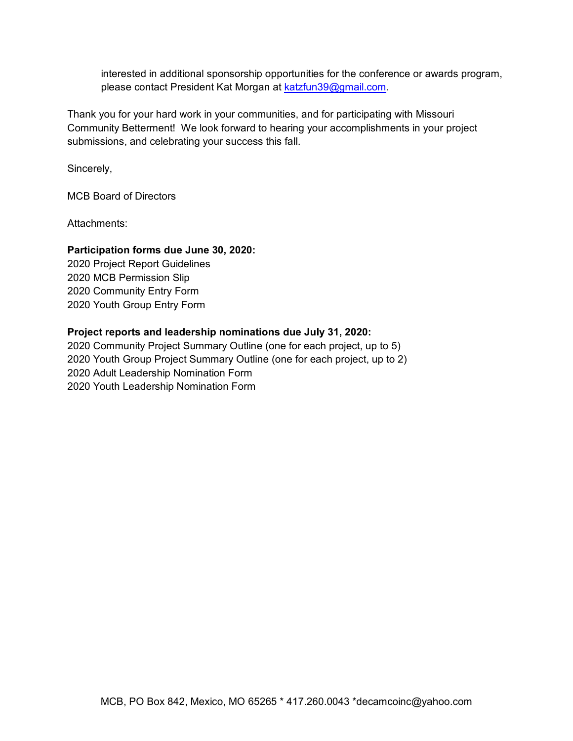interested in additional sponsorship opportunities for the conference or awards program, please contact President Kat Morgan at katzfun39@gmail.com.

Thank you for your hard work in your communities, and for participating with Missouri Community Betterment! We look forward to hearing your accomplishments in your project submissions, and celebrating your success this fall.

Sincerely,

MCB Board of Directors

Attachments:

**Participation forms due June 30, 2020:**
2020 Project Report Guidelines
2020 MCB Permission Slip
2020 Community Entry Form
2020 Youth Group Entry Form

**Project reports and leadership nominations due July 31, 2020:**
2020 Community Project Summary Outline (one for each project, up to 5)
2020 Youth Group Project Summary Outline (one for each project, up to 2)
2020 Adult Leadership Nomination Form
2020 Youth Leadership Nomination Form

MCB, PO Box 842, Mexico, MO 65265 * 417.260.0043 *decamcoinc@yahoo.com